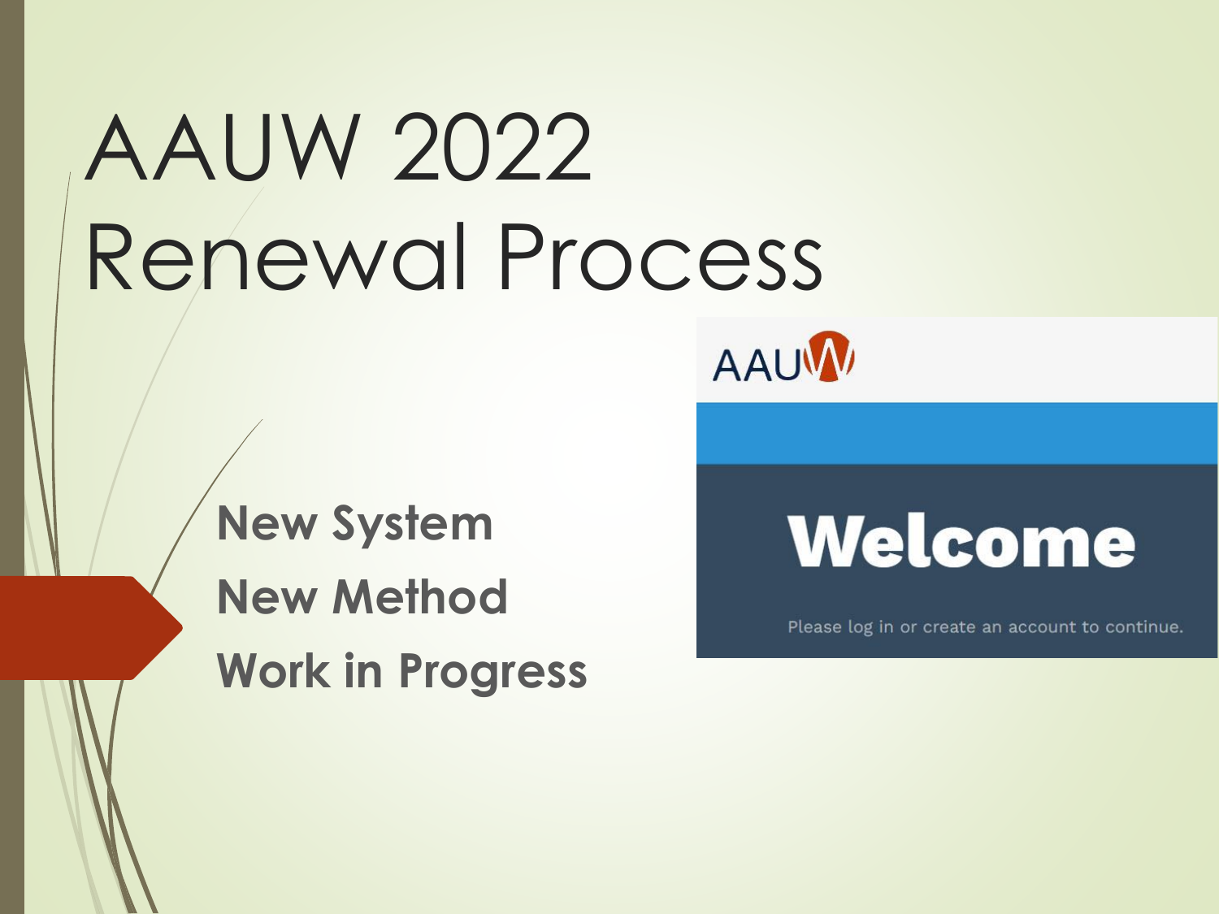# AAUW 2022 Renewal Process

**New System**

**New Method**

**Work in Progress**

AAUW

**Welcome**

Please log in or create an account to continue.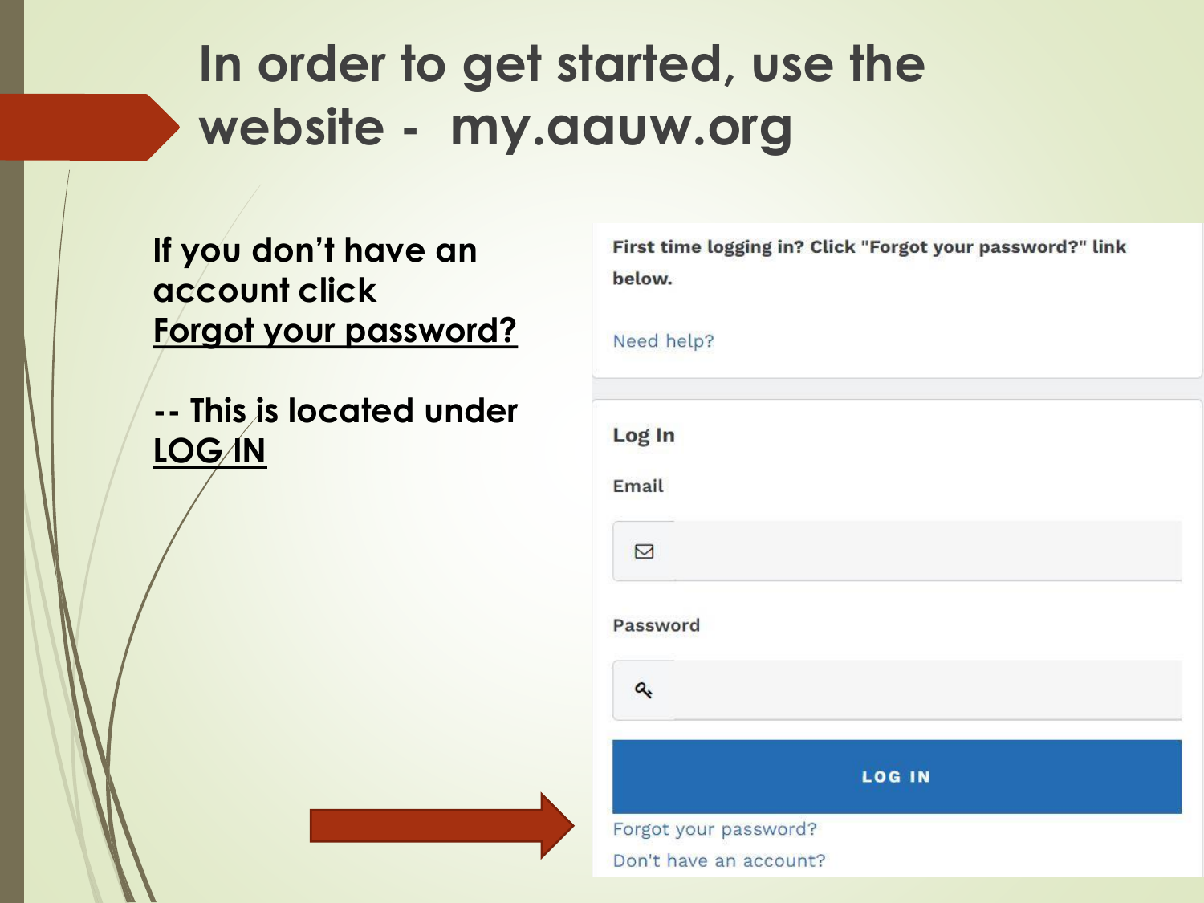# In order to get started, use the website - my.aauw.org

**If you don't have an account click Forgot your password?**

**-- This is located under LOG IN**

**First time logging in? Click "Forgot your password?" link below.**

Need help?

**Log In**

**Email**

**Password**

**LOG IN**

Forgot your password?

Don't have an account?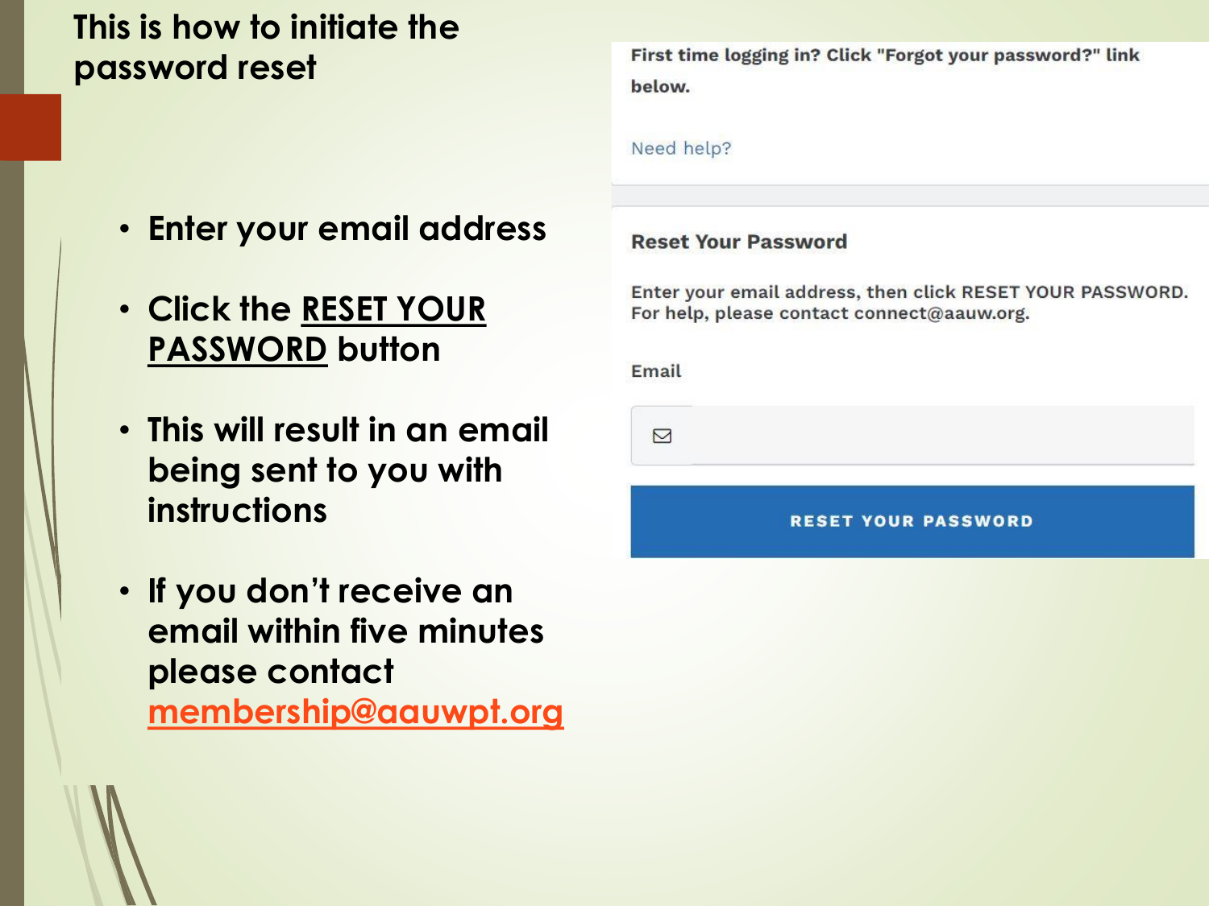# This is how to initiate the password reset

- **Enter your email address**
- **Click the <u>RESET YOUR PASSWORD</u> button**
- **This will result in an email being sent to you with instructions**
- **If you don't receive an email within five minutes please contact [membership@aauwpt.org](mailto:membership@aauwpt.org)**

**First time logging in? Click "Forgot your password?" link below.**

Need help?

**Reset Your Password**

Enter your email address, then click RESET YOUR PASSWORD. For help, please contact connect@aauw.org.

Email

RESET YOUR PASSWORD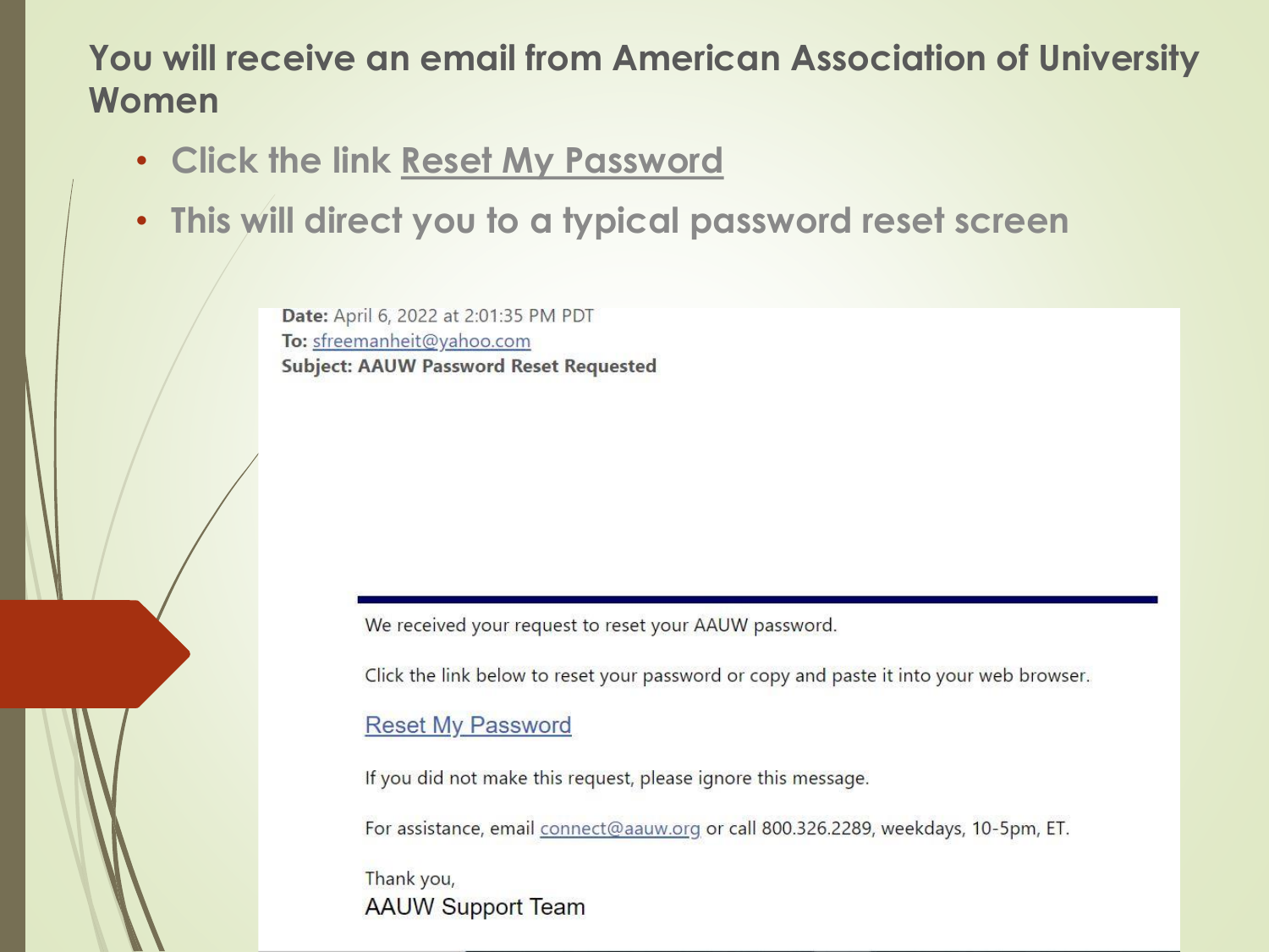## You will receive an email from American Association of University Women

- Click the link Reset My Password
- This will direct you to a typical password reset screen

**Date:** April 6, 2022 at 2:01:35 PM PDT
**To:** sfreemanheit@yahoo.com
**Subject: AAUW Password Reset Requested**

We received your request to reset your AAUW password.

Click the link below to reset your password or copy and paste it into your web browser.

Reset My Password

If you did not make this request, please ignore this message.

For assistance, email connect@aauw.org or call 800.326.2289, weekdays, 10-5pm, ET.

Thank you,
AAUW Support Team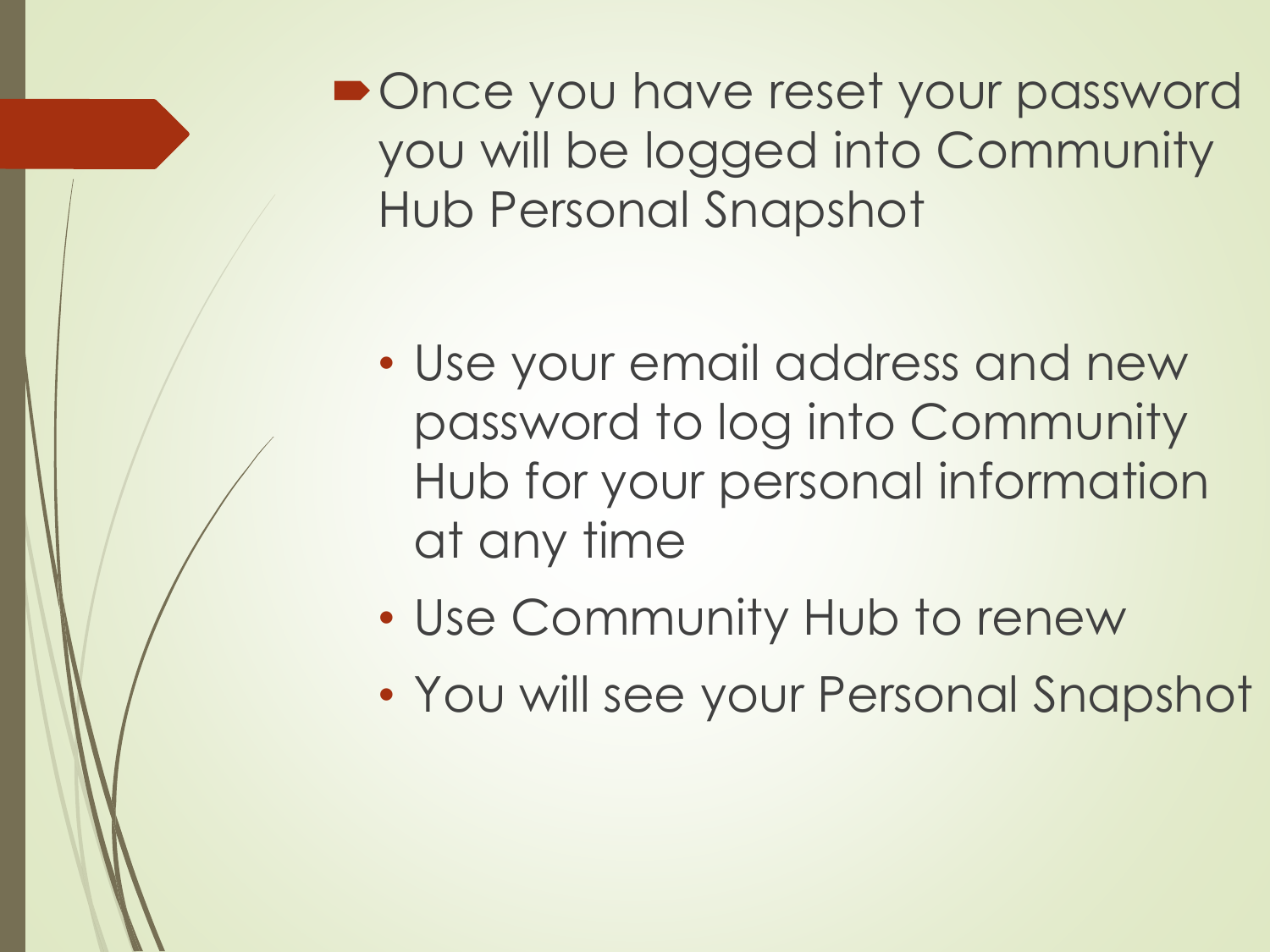- Once you have reset your password you will be logged into Community Hub Personal Snapshot

  - Use your email address and new password to log into Community Hub for your personal information at any time
  - Use Community Hub to renew
  - You will see your Personal Snapshot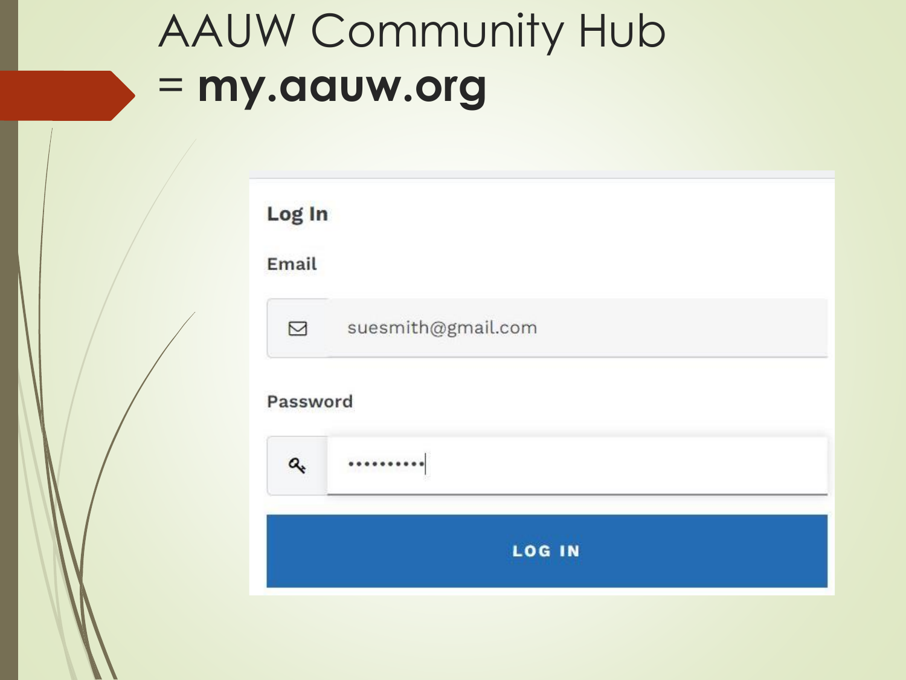# AAUW Community Hub = **my.aauw.org**

**Log In**

**Email**

suesmith@gmail.com

**Password**

••••••••••

**LOG IN**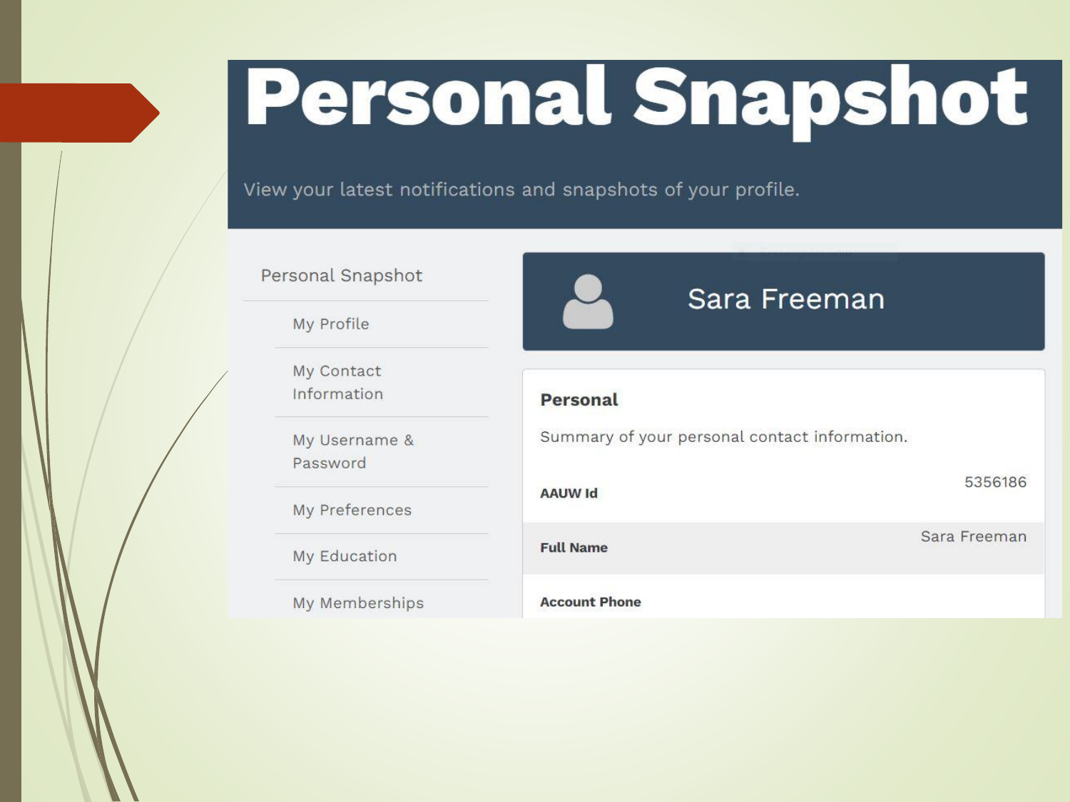# Personal Snapshot

View your latest notifications and snapshots of your profile.

- Personal Snapshot
  - My Profile
  - My Contact Information
  - My Username & Password
  - My Preferences
  - My Education
  - My Memberships

## Sara Freeman

**Personal**

Summary of your personal contact information.

| | |
|---|---|
| **AAUW Id** | 5356186 |
| **Full Name** | Sara Freeman |
| **Account Phone** | |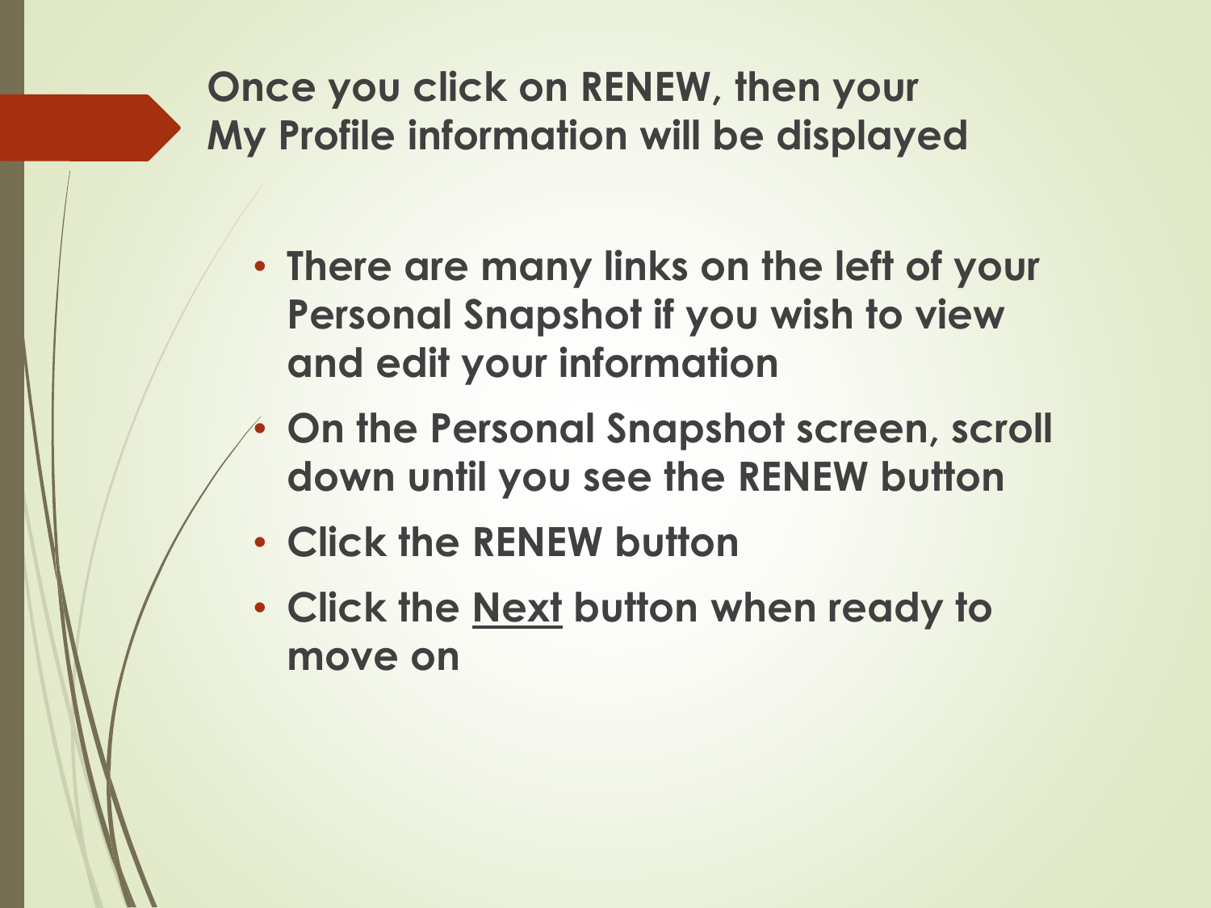## Once you click on RENEW, then your My Profile information will be displayed

- There are many links on the left of your Personal Snapshot if you wish to view and edit your information
- On the Personal Snapshot screen, scroll down until you see the RENEW button
- Click the RENEW button
- Click the Next button when ready to move on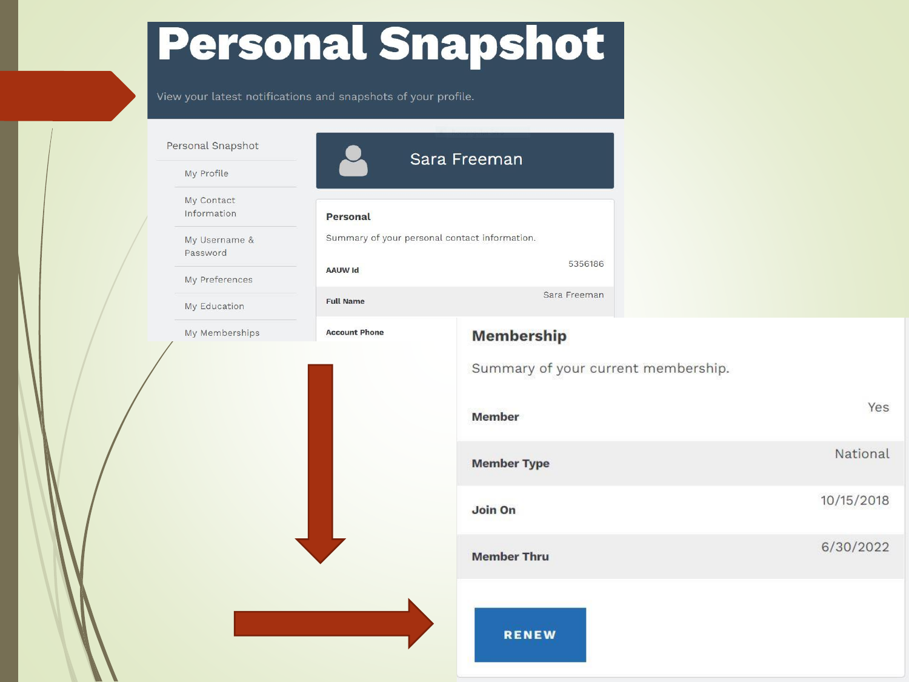# Personal Snapshot

View your latest notifications and snapshots of your profile.

- Personal Snapshot
  - My Profile
  - My Contact Information
  - My Username & Password
  - My Preferences
  - My Education
  - My Memberships

## Sara Freeman

### Personal

Summary of your personal contact information.

| | |
|---|---|
| AAUW Id | 5356186 |
| Full Name | Sara Freeman |
| Account Phone | |

### Membership

Summary of your current membership.

| | |
|---|---|
| Member | Yes |
| Member Type | National |
| Join On | 10/15/2018 |
| Member Thru | 6/30/2022 |

RENEW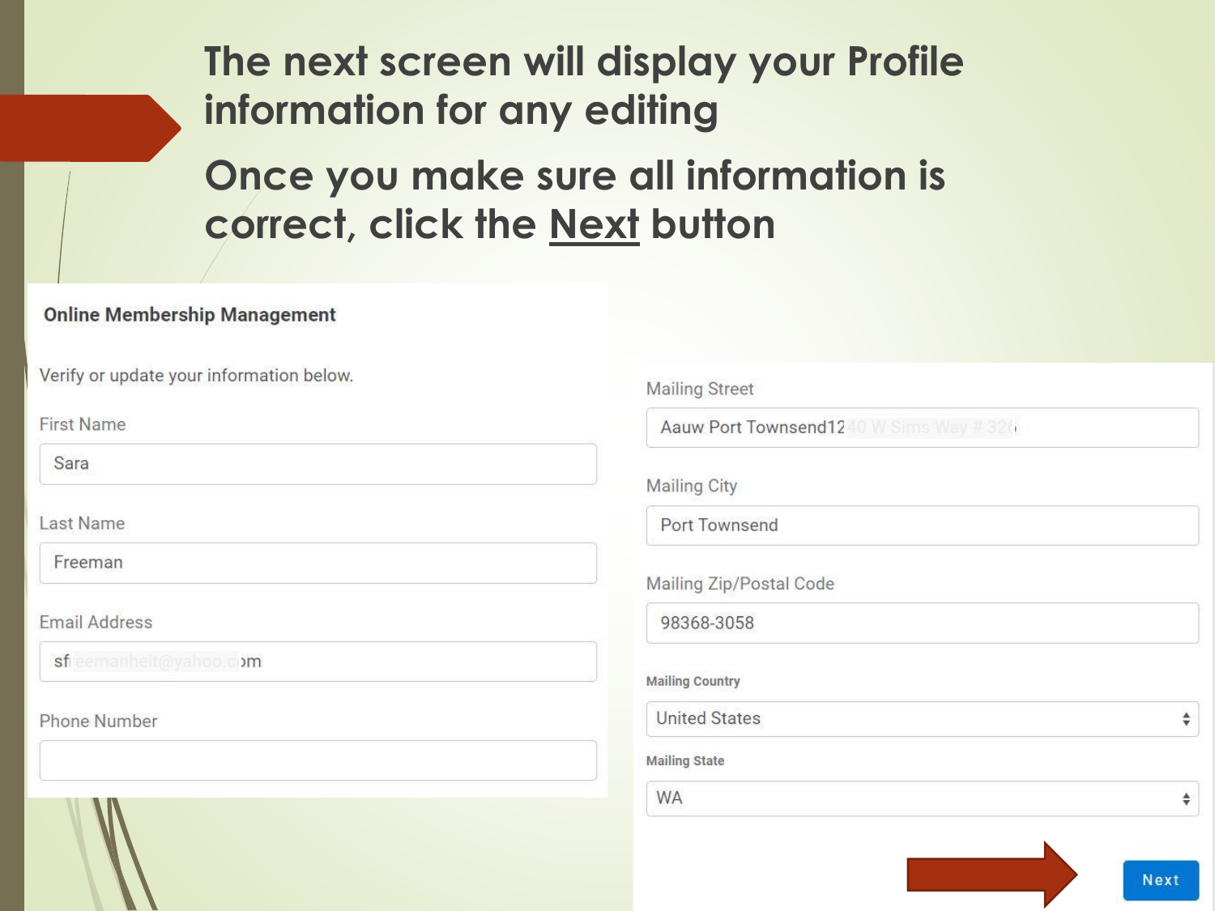# The next screen will display your Profile information for any editing

# Once you make sure all information is correct, click the Next button

**Online Membership Management**

Verify or update your information below.

First Name

Sara

Last Name

Freeman

Email Address

sf[redacted]m

Phone Number

Mailing Street

Aauw Port Townsend12[redacted]

Mailing City

Port Townsend

Mailing Zip/Postal Code

98368-3058

**Mailing Country**

United States

**Mailing State**

WA

Next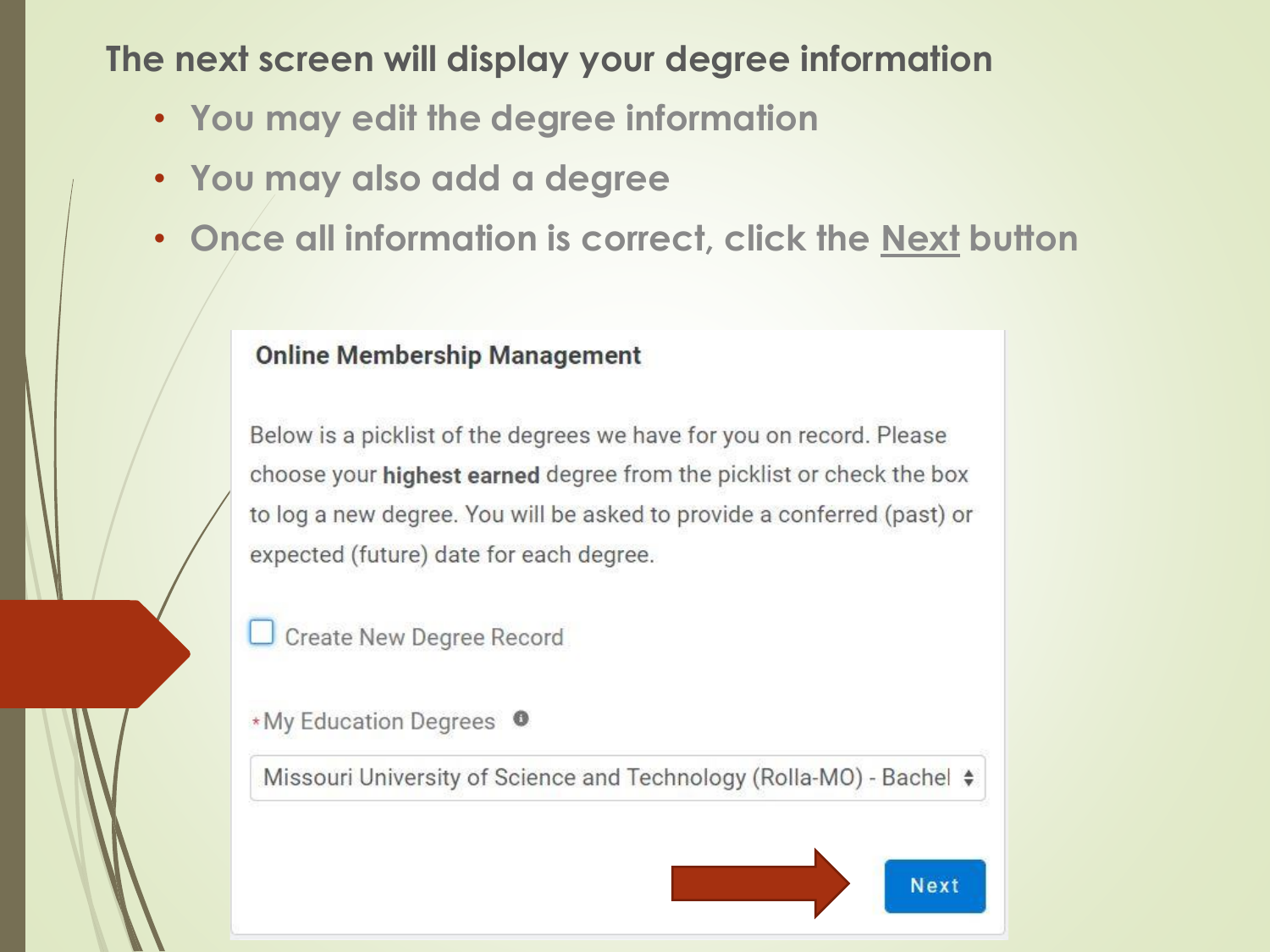## The next screen will display your degree information

- You may edit the degree information
- You may also add a degree
- Once all information is correct, click the Next button

**Online Membership Management**

Below is a picklist of the degrees we have for you on record. Please choose your **highest earned** degree from the picklist or check the box to log a new degree. You will be asked to provide a conferred (past) or expected (future) date for each degree.

☐ Create New Degree Record

*My Education Degrees

Missouri University of Science and Technology (Rolla-MO) - Bachel

Next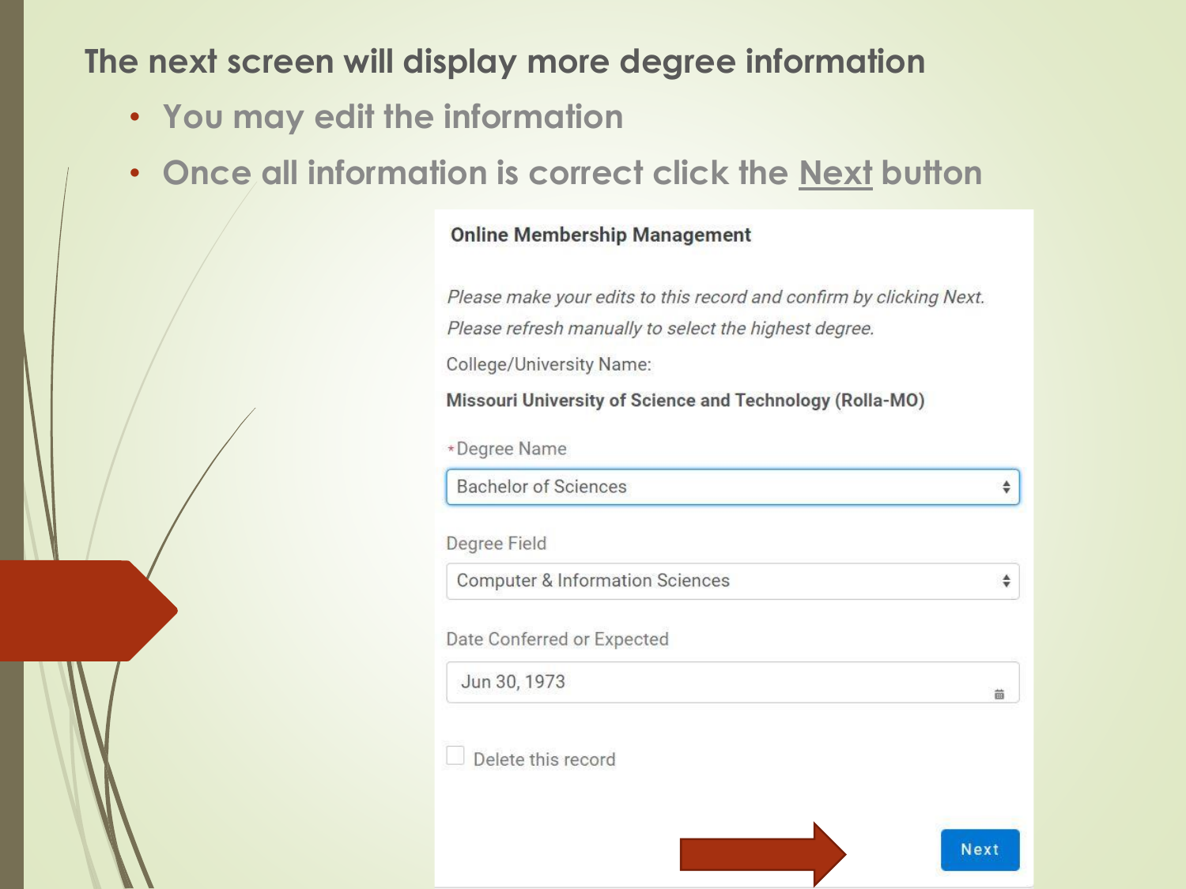# The next screen will display more degree information

- You may edit the information
- Once all information is correct click the Next button

**Online Membership Management**

*Please make your edits to this record and confirm by clicking Next.*

*Please refresh manually to select the highest degree.*

College/University Name:

**Missouri University of Science and Technology (Rolla-MO)**

*Degree Name

Bachelor of Sciences

Degree Field

Computer & Information Sciences

Date Conferred or Expected

Jun 30, 1973

☐ Delete this record

Next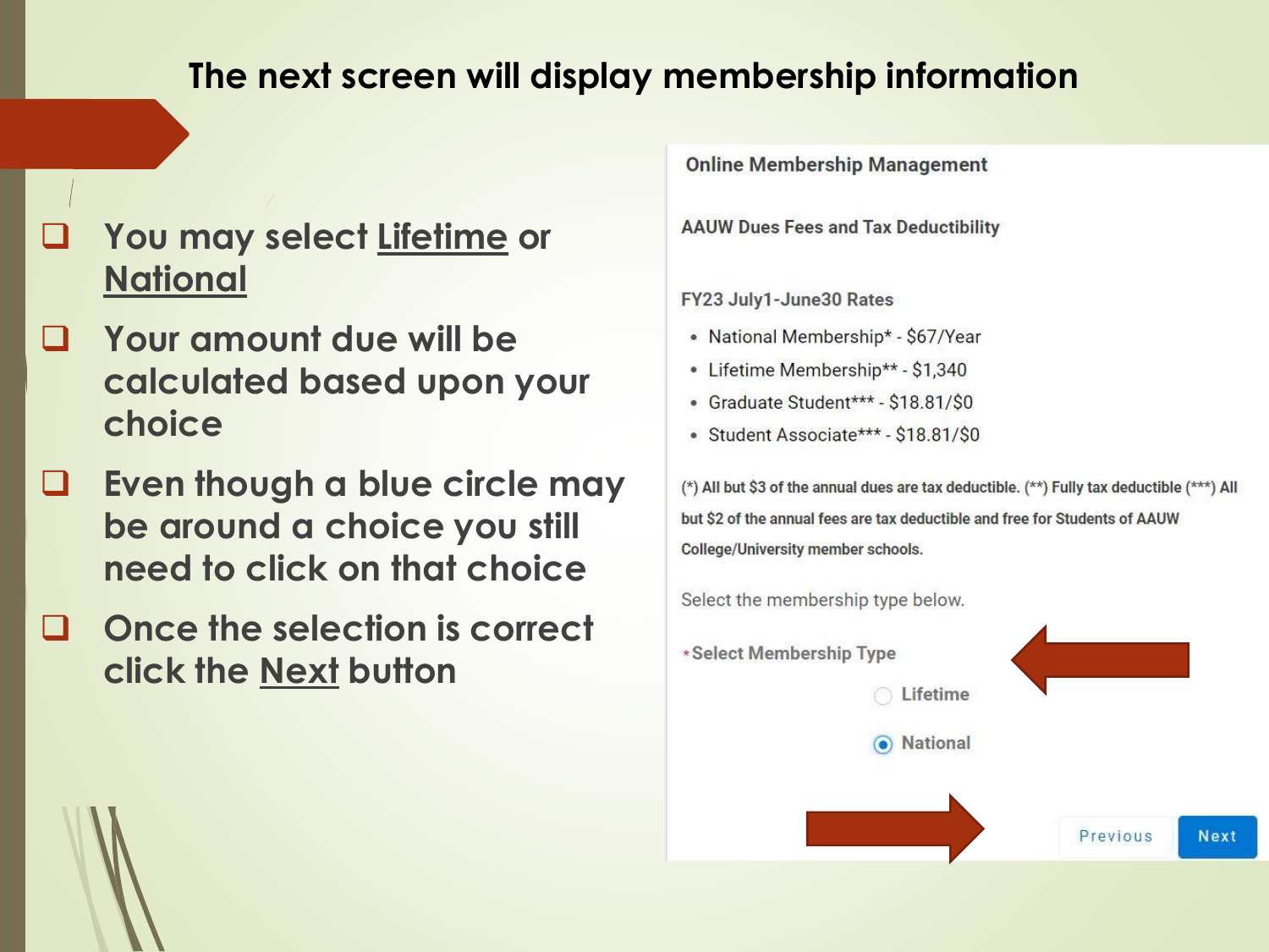# The next screen will display membership information

- You may select <u>Lifetime</u> or <u>National</u>
- Your amount due will be calculated based upon your choice
- Even though a blue circle may be around a choice you still need to click on that choice
- Once the selection is correct click the <u>Next</u> button

**Online Membership Management**

**AAUW Dues Fees and Tax Deductibility**

**FY23 July1-June30 Rates**

- National Membership* - $67/Year
- Lifetime Membership** - $1,340
- Graduate Student*** - $18.81/$0
- Student Associate*** - $18.81/$0

(*) All but $3 of the annual dues are tax deductible. (**) Fully tax deductible (***) All but $2 of the annual fees are tax deductible and free for Students of AAUW College/University member schools.

Select the membership type below.

*Select Membership Type

- ○ Lifetime
- ◉ National

Previous | Next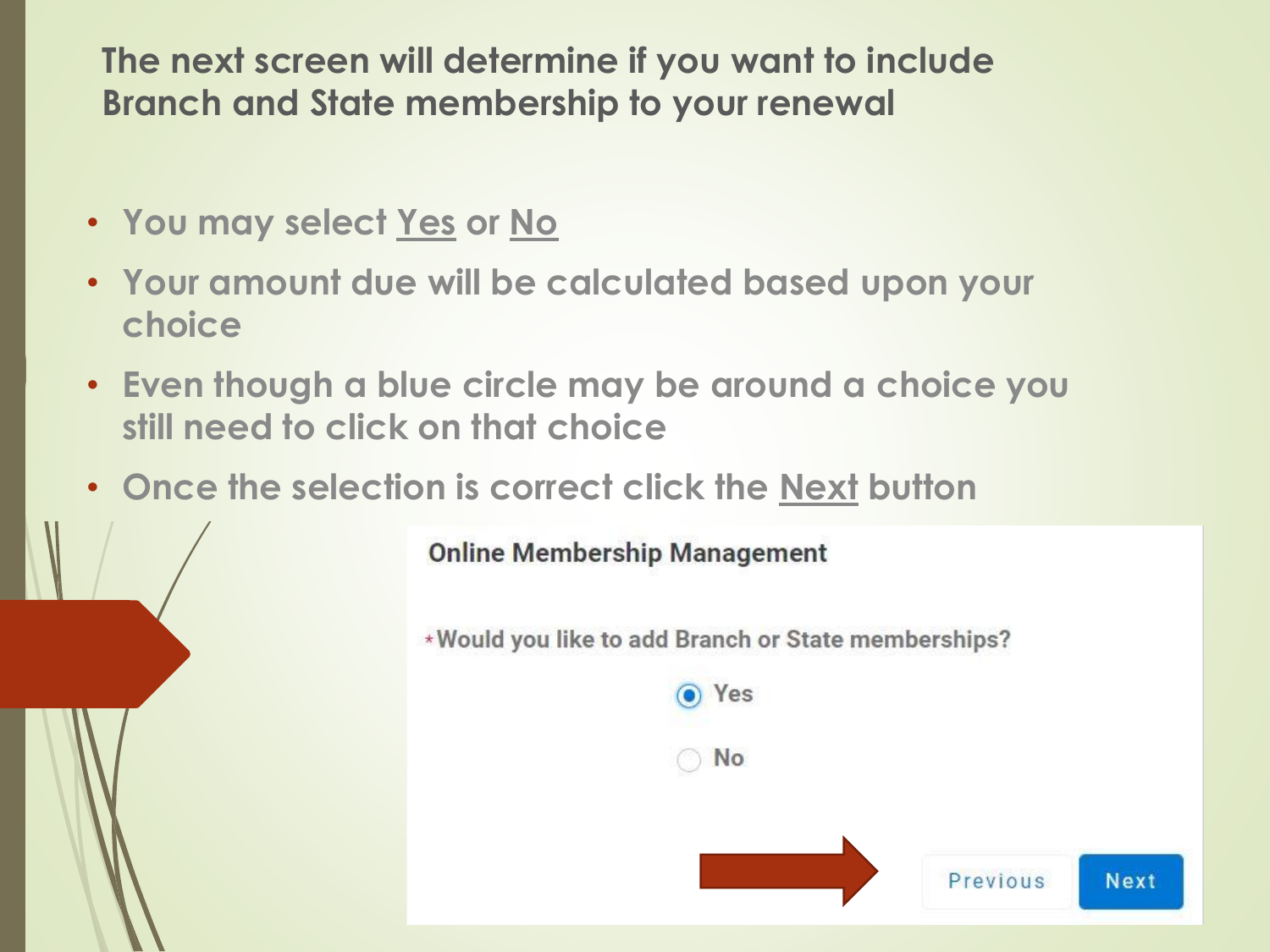## The next screen will determine if you want to include Branch and State membership to your renewal

- You may select Yes or No
- Your amount due will be calculated based upon your choice
- Even though a blue circle may be around a choice you still need to click on that choice
- Once the selection is correct click the Next button

**Online Membership Management**

*Would you like to add Branch or State memberships?

- (•) Yes
- ( ) No

Previous | Next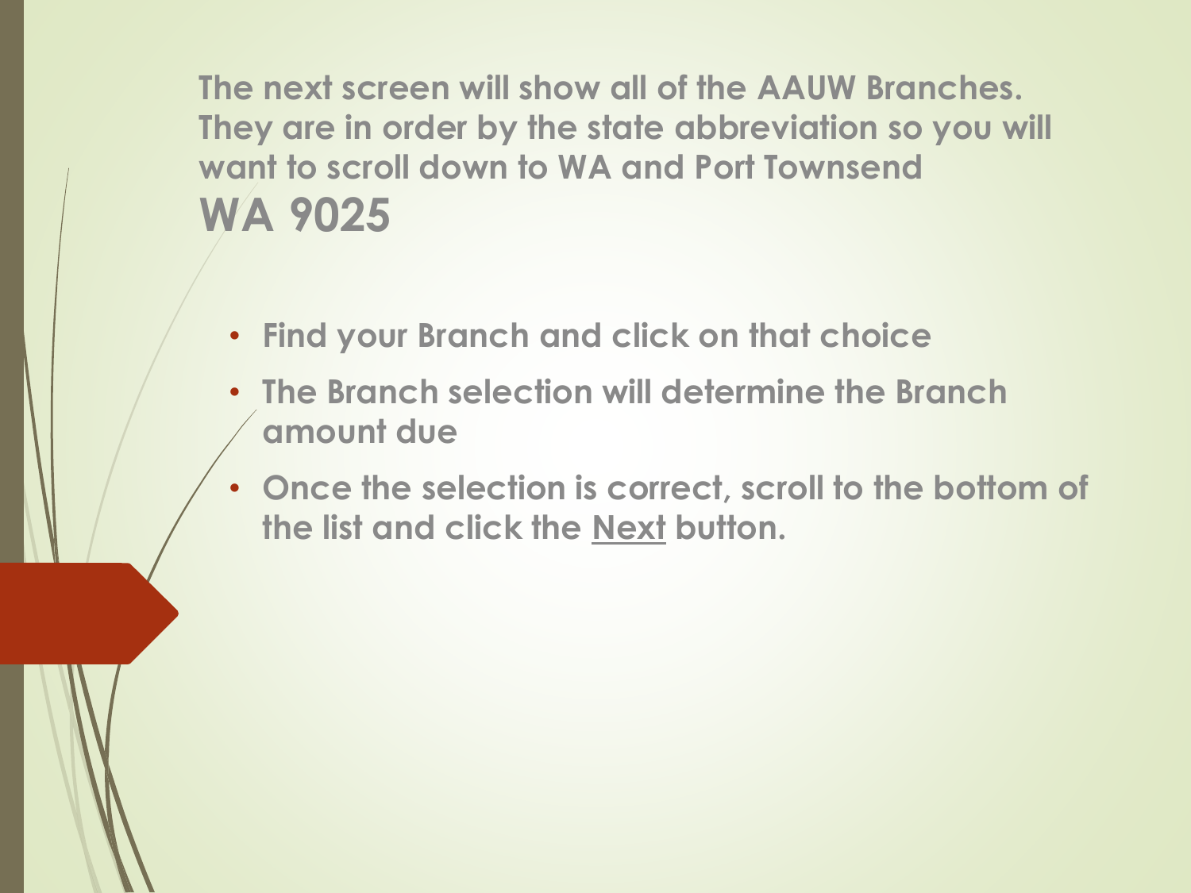**The next screen will show all of the AAUW Branches. They are in order by the state abbreviation so you will want to scroll down to WA and Port Townsend**

## WA 9025

- **Find your Branch and click on that choice**
- **The Branch selection will determine the Branch amount due**
- **Once the selection is correct, scroll to the bottom of the list and click the Next button.**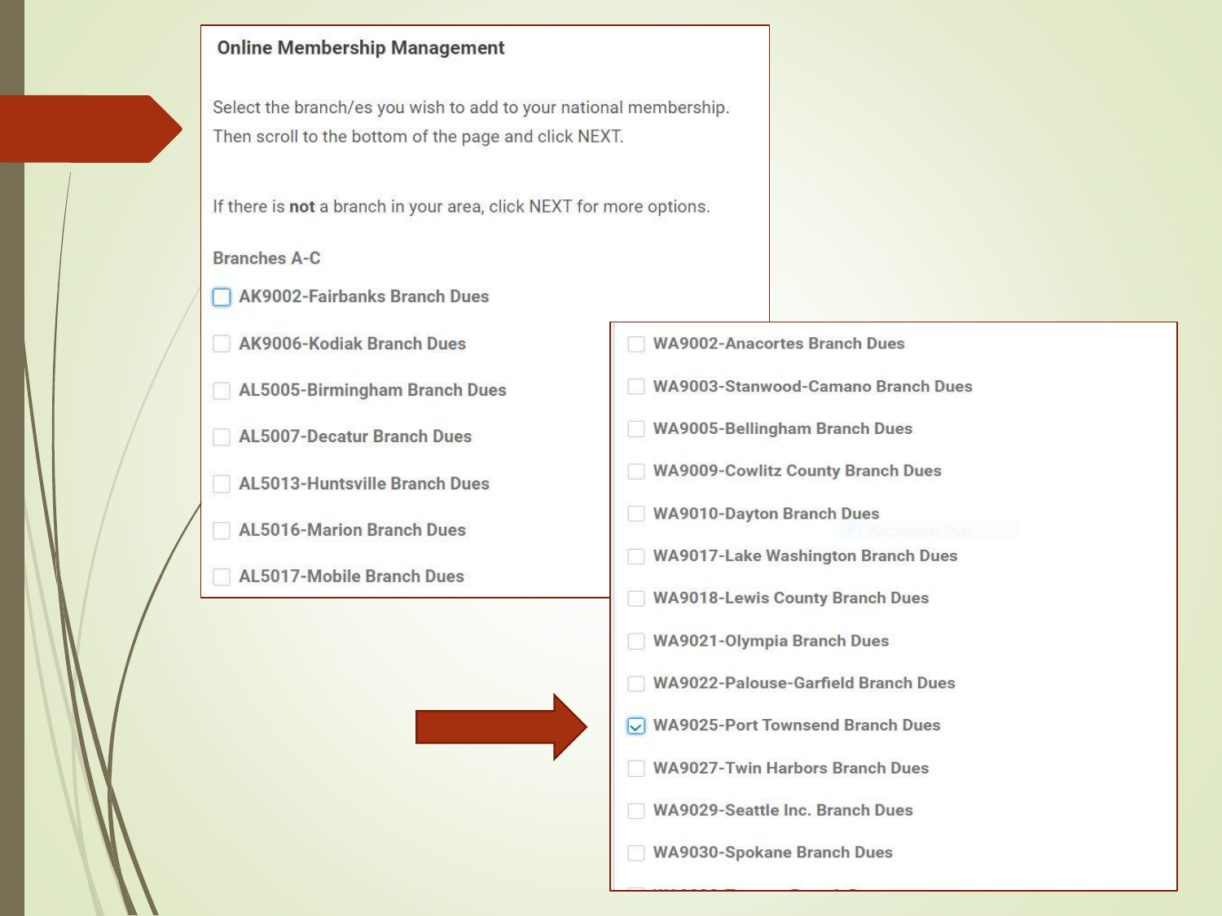**Online Membership Management**

Select the branch/es you wish to add to your national membership.
Then scroll to the bottom of the page and click NEXT.

If there is **not** a branch in your area, click NEXT for more options.

Branches A-C

- [ ] AK9002-Fairbanks Branch Dues
- [ ] AK9006-Kodiak Branch Dues
- [ ] AL5005-Birmingham Branch Dues
- [ ] AL5007-Decatur Branch Dues
- [ ] AL5013-Huntsville Branch Dues
- [ ] AL5016-Marion Branch Dues
- [ ] AL5017-Mobile Branch Dues

- [ ] WA9002-Anacortes Branch Dues
- [ ] WA9003-Stanwood-Camano Branch Dues
- [ ] WA9005-Bellingham Branch Dues
- [ ] WA9009-Cowlitz County Branch Dues
- [ ] WA9010-Dayton Branch Dues
- [ ] WA9017-Lake Washington Branch Dues
- [ ] WA9018-Lewis County Branch Dues
- [ ] WA9021-Olympia Branch Dues
- [ ] WA9022-Palouse-Garfield Branch Dues
- [x] WA9025-Port Townsend Branch Dues
- [ ] WA9027-Twin Harbors Branch Dues
- [ ] WA9029-Seattle Inc. Branch Dues
- [ ] WA9030-Spokane Branch Dues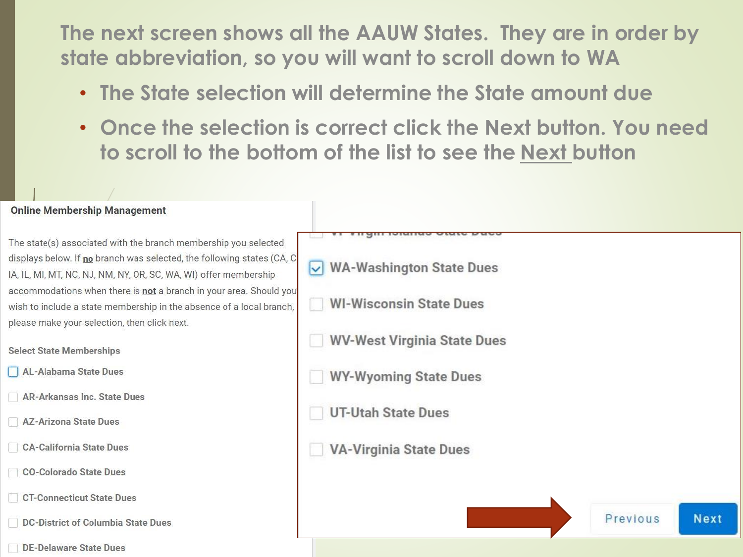The next screen shows all the AAUW States. They are in order by state abbreviation, so you will want to scroll down to WA

- The State selection will determine the State amount due
- Once the selection is correct click the Next button. You need to scroll to the bottom of the list to see the Next button

**Online Membership Management**

The state(s) associated with the branch membership you selected displays below. If **no** branch was selected, the following states (CA, C IA, IL, MI, MT, NC, NJ, NM, NY, OR, SC, WA, WI) offer membership accommodations when there is **not** a branch in your area. Should you wish to include a state membership in the absence of a local branch, please make your selection, then click next.

Select State Memberships

- [ ] AL-Alabama State Dues
- [ ] AR-Arkansas Inc. State Dues
- [ ] AZ-Arizona State Dues
- [ ] CA-California State Dues
- [ ] CO-Colorado State Dues
- [ ] CT-Connecticut State Dues
- [ ] DC-District of Columbia State Dues
- [ ] DE-Delaware State Dues

- [ ] VI-Virgin Islands State Dues
- [x] WA-Washington State Dues
- [ ] WI-Wisconsin State Dues
- [ ] WV-West Virginia State Dues
- [ ] WY-Wyoming State Dues
- [ ] UT-Utah State Dues
- [ ] VA-Virginia State Dues

Previous | Next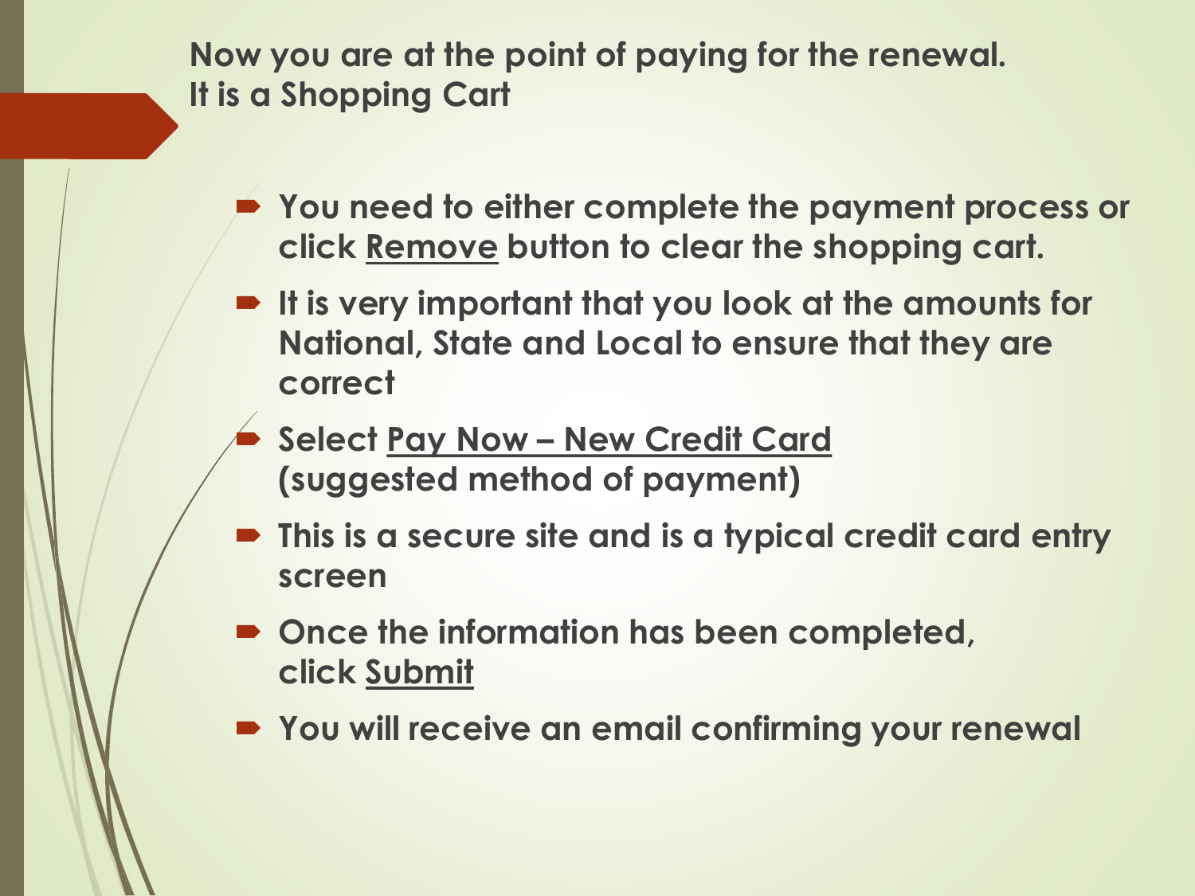## Now you are at the point of paying for the renewal. It is a Shopping Cart

- You need to either complete the payment process or click Remove button to clear the shopping cart.
- It is very important that you look at the amounts for National, State and Local to ensure that they are correct
- Select Pay Now – New Credit Card (suggested method of payment)
- This is a secure site and is a typical credit card entry screen
- Once the information has been completed, click Submit
- You will receive an email confirming your renewal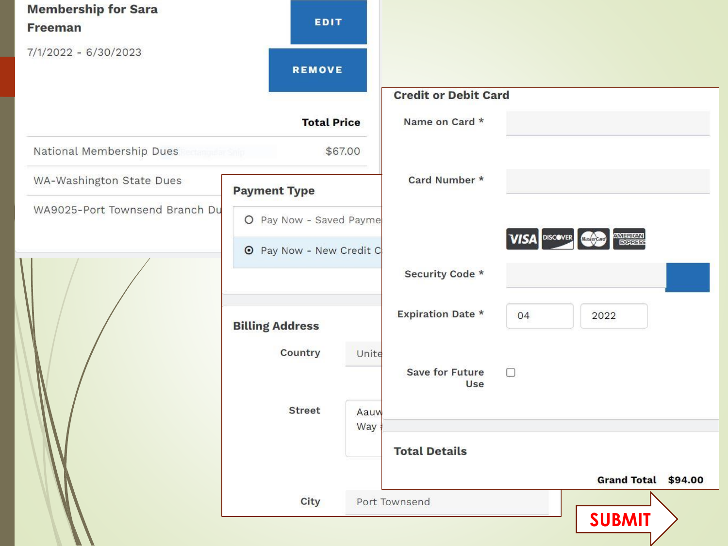**Membership for Sara Freeman**

7/1/2022 - 6/30/2023

EDIT

REMOVE

| | Total Price |
|---|---|
| National Membership Dues | $67.00 |
| WA-Washington State Dues | |
| WA9025-Port Townsend Branch Du | |

### Payment Type

- Pay Now - Saved Payme
- (selected) Pay Now - New Credit C

### Billing Address

Country: Unite

Street: Aauw Way

City: Port Townsend

### Credit or Debit Card

Name on Card *

Card Number *

VISA DISCOVER MasterCard AMERICAN EXPRESS

Security Code *

Expiration Date * 04 2022

Save for Future Use

### Total Details

**Grand Total $94.00**

SUBMIT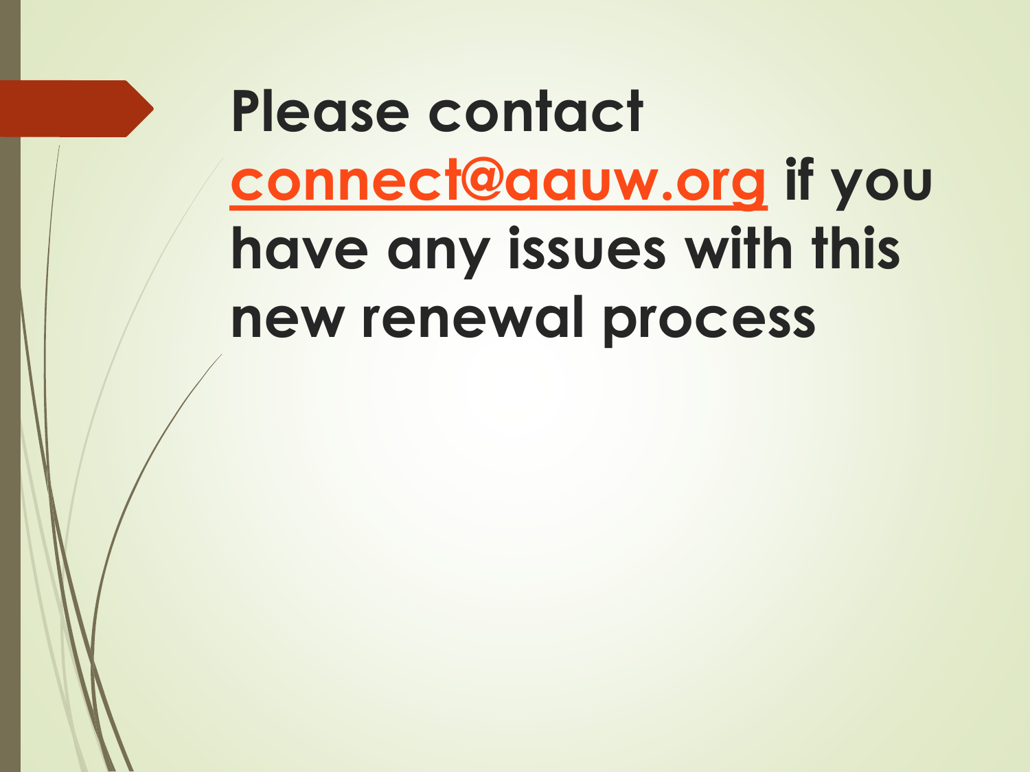# Please contact [connect@aauw.org](mailto:connect@aauw.org) if you have any issues with this new renewal process